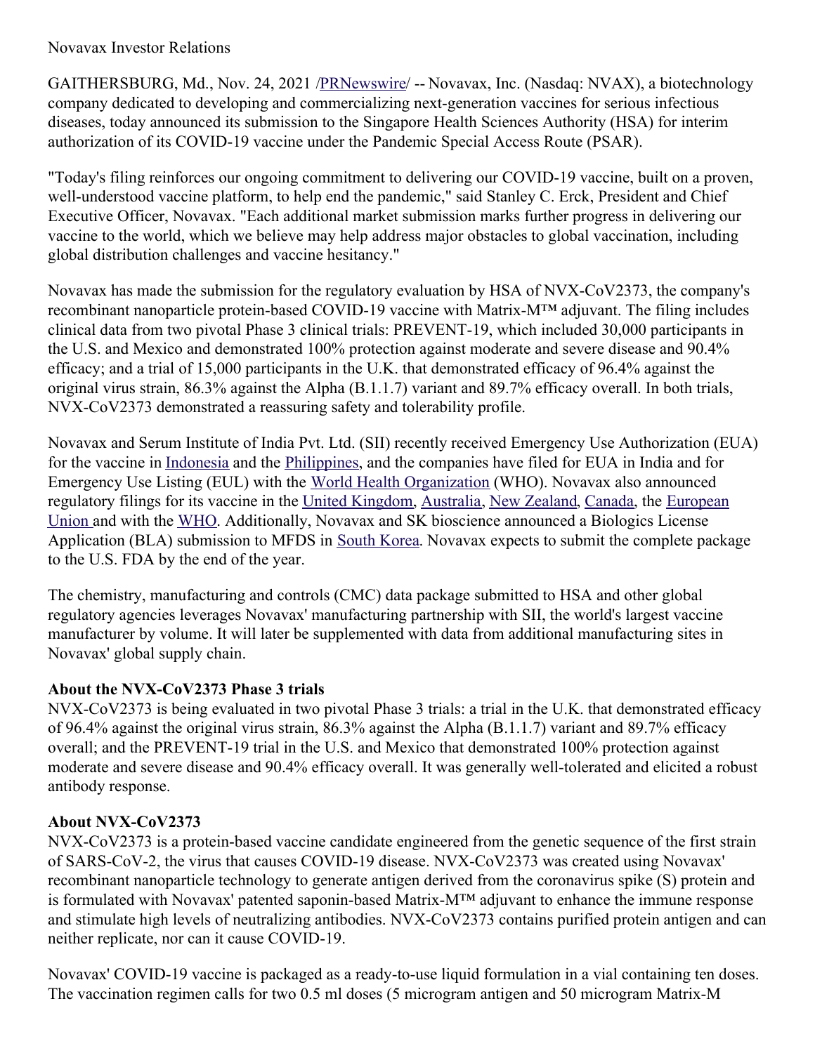Novavax Investor Relations

GAITHERSBURG, Md., Nov. 24, 2021 /PRNewswire/ -- Novavax, Inc. (Nasdaq: NVAX), a biotechnology company dedicated to developing and commercializing next-generation vaccines for serious infectious diseases, today announced its submission to the Singapore Health Sciences Authority (HSA) for interim authorization of its COVID-19 vaccine under the Pandemic Special Access Route (PSAR).

"Today's filing reinforces our ongoing commitment to delivering our COVID-19 vaccine, built on a proven, well-understood vaccine platform, to help end the pandemic," said Stanley C. Erck, President and Chief Executive Officer, Novavax. "Each additional market submission marks further progress in delivering our vaccine to the world, which we believe may help address major obstacles to global vaccination, including global distribution challenges and vaccine hesitancy."

Novavax has made the submission for the regulatory evaluation by HSA of NVX-CoV2373, the company's recombinant nanoparticle protein-based COVID-19 vaccine with Matrix-M™ adjuvant. The filing includes clinical data from two pivotal Phase 3 clinical trials: PREVENT-19, which included 30,000 participants in the U.S. and Mexico and demonstrated 100% protection against moderate and severe disease and 90.4% efficacy; and a trial of 15,000 participants in the U.K. that demonstrated efficacy of 96.4% against the original virus strain, 86.3% against the Alpha (B.1.1.7) variant and 89.7% efficacy overall. In both trials, NVX-CoV2373 demonstrated a reassuring safety and tolerability profile.

Novavax and Serum Institute of India Pvt. Ltd. (SII) recently received Emergency Use Authorization (EUA) for the vaccine in Indonesia and the Philippines, and the companies have filed for EUA in India and for Emergency Use Listing (EUL) with the World Health Organization (WHO). Novavax also announced regulatory filings for its vaccine in the United Kingdom, Australia, New Zealand, Canada, the European Union and with the WHO. Additionally, Novavax and SK bioscience announced a Biologics License Application (BLA) submission to MFDS in South Korea. Novavax expects to submit the complete package to the U.S. FDA by the end of the year.

The chemistry, manufacturing and controls (CMC) data package submitted to HSA and other global regulatory agencies leverages Novavax' manufacturing partnership with SII, the world's largest vaccine manufacturer by volume. It will later be supplemented with data from additional manufacturing sites in Novavax' global supply chain.

**About the NVX-CoV2373 Phase 3 trials**
NVX-CoV2373 is being evaluated in two pivotal Phase 3 trials: a trial in the U.K. that demonstrated efficacy of 96.4% against the original virus strain, 86.3% against the Alpha (B.1.1.7) variant and 89.7% efficacy overall; and the PREVENT-19 trial in the U.S. and Mexico that demonstrated 100% protection against moderate and severe disease and 90.4% efficacy overall. It was generally well-tolerated and elicited a robust antibody response.

**About NVX-CoV2373**
NVX-CoV2373 is a protein-based vaccine candidate engineered from the genetic sequence of the first strain of SARS-CoV-2, the virus that causes COVID-19 disease. NVX-CoV2373 was created using Novavax' recombinant nanoparticle technology to generate antigen derived from the coronavirus spike (S) protein and is formulated with Novavax' patented saponin-based Matrix-M™ adjuvant to enhance the immune response and stimulate high levels of neutralizing antibodies. NVX-CoV2373 contains purified protein antigen and can neither replicate, nor can it cause COVID-19.

Novavax' COVID-19 vaccine is packaged as a ready-to-use liquid formulation in a vial containing ten doses. The vaccination regimen calls for two 0.5 ml doses (5 microgram antigen and 50 microgram Matrix-M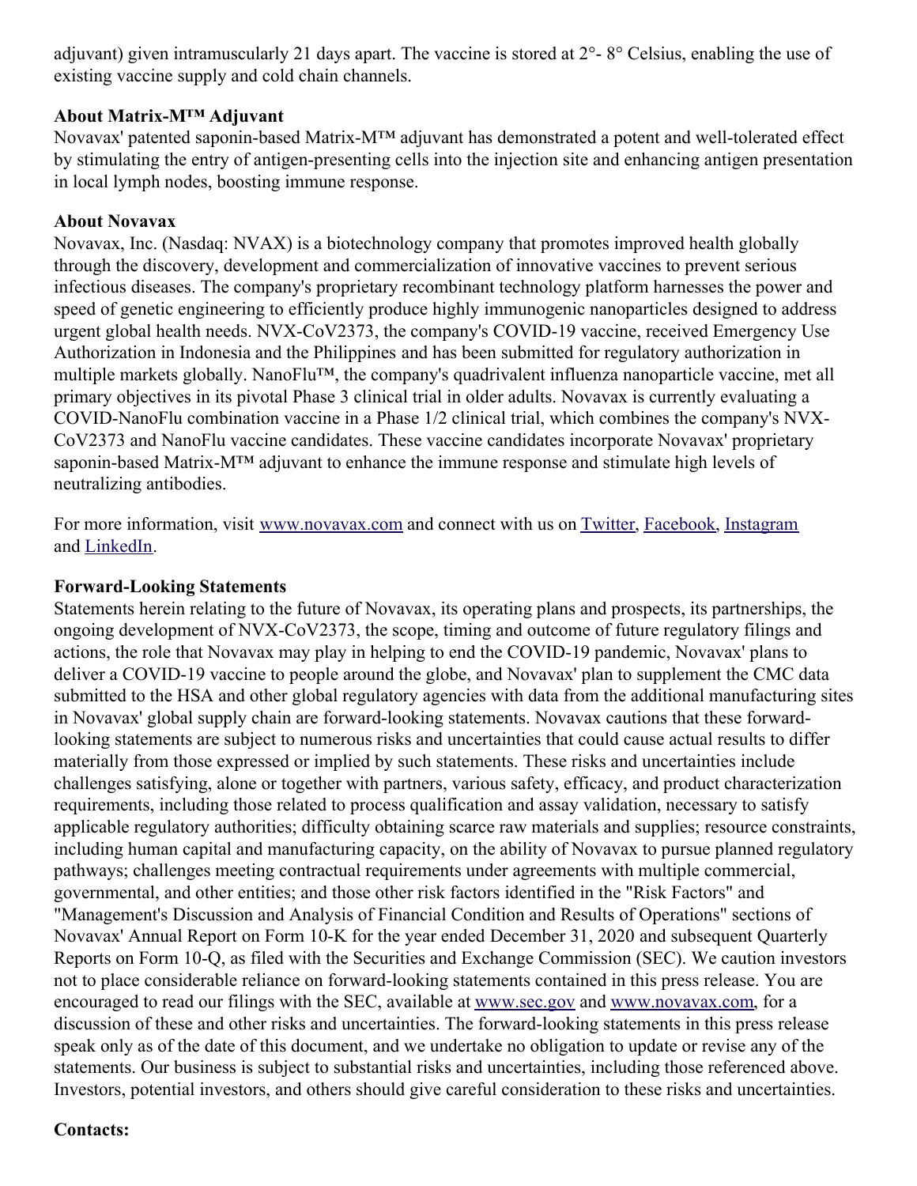adjuvant) given intramuscularly 21 days apart. The vaccine is stored at 2°- 8° Celsius, enabling the use of existing vaccine supply and cold chain channels.

**About Matrix-M™ Adjuvant**

Novavax' patented saponin-based Matrix-M™ adjuvant has demonstrated a potent and well-tolerated effect by stimulating the entry of antigen-presenting cells into the injection site and enhancing antigen presentation in local lymph nodes, boosting immune response.

**About Novavax**

Novavax, Inc. (Nasdaq: NVAX) is a biotechnology company that promotes improved health globally through the discovery, development and commercialization of innovative vaccines to prevent serious infectious diseases. The company's proprietary recombinant technology platform harnesses the power and speed of genetic engineering to efficiently produce highly immunogenic nanoparticles designed to address urgent global health needs. NVX-CoV2373, the company's COVID-19 vaccine, received Emergency Use Authorization in Indonesia and the Philippines and has been submitted for regulatory authorization in multiple markets globally. NanoFlu™, the company's quadrivalent influenza nanoparticle vaccine, met all primary objectives in its pivotal Phase 3 clinical trial in older adults. Novavax is currently evaluating a COVID-NanoFlu combination vaccine in a Phase 1/2 clinical trial, which combines the company's NVX-CoV2373 and NanoFlu vaccine candidates. These vaccine candidates incorporate Novavax' proprietary saponin-based Matrix-M™ adjuvant to enhance the immune response and stimulate high levels of neutralizing antibodies.

For more information, visit www.novavax.com and connect with us on Twitter, Facebook, Instagram and LinkedIn.

**Forward-Looking Statements**

Statements herein relating to the future of Novavax, its operating plans and prospects, its partnerships, the ongoing development of NVX-CoV2373, the scope, timing and outcome of future regulatory filings and actions, the role that Novavax may play in helping to end the COVID-19 pandemic, Novavax' plans to deliver a COVID-19 vaccine to people around the globe, and Novavax' plan to supplement the CMC data submitted to the HSA and other global regulatory agencies with data from the additional manufacturing sites in Novavax' global supply chain are forward-looking statements. Novavax cautions that these forward-looking statements are subject to numerous risks and uncertainties that could cause actual results to differ materially from those expressed or implied by such statements. These risks and uncertainties include challenges satisfying, alone or together with partners, various safety, efficacy, and product characterization requirements, including those related to process qualification and assay validation, necessary to satisfy applicable regulatory authorities; difficulty obtaining scarce raw materials and supplies; resource constraints, including human capital and manufacturing capacity, on the ability of Novavax to pursue planned regulatory pathways; challenges meeting contractual requirements under agreements with multiple commercial, governmental, and other entities; and those other risk factors identified in the "Risk Factors" and "Management's Discussion and Analysis of Financial Condition and Results of Operations" sections of Novavax' Annual Report on Form 10-K for the year ended December 31, 2020 and subsequent Quarterly Reports on Form 10-Q, as filed with the Securities and Exchange Commission (SEC). We caution investors not to place considerable reliance on forward-looking statements contained in this press release. You are encouraged to read our filings with the SEC, available at www.sec.gov and www.novavax.com, for a discussion of these and other risks and uncertainties. The forward-looking statements in this press release speak only as of the date of this document, and we undertake no obligation to update or revise any of the statements. Our business is subject to substantial risks and uncertainties, including those referenced above. Investors, potential investors, and others should give careful consideration to these risks and uncertainties.

**Contacts:**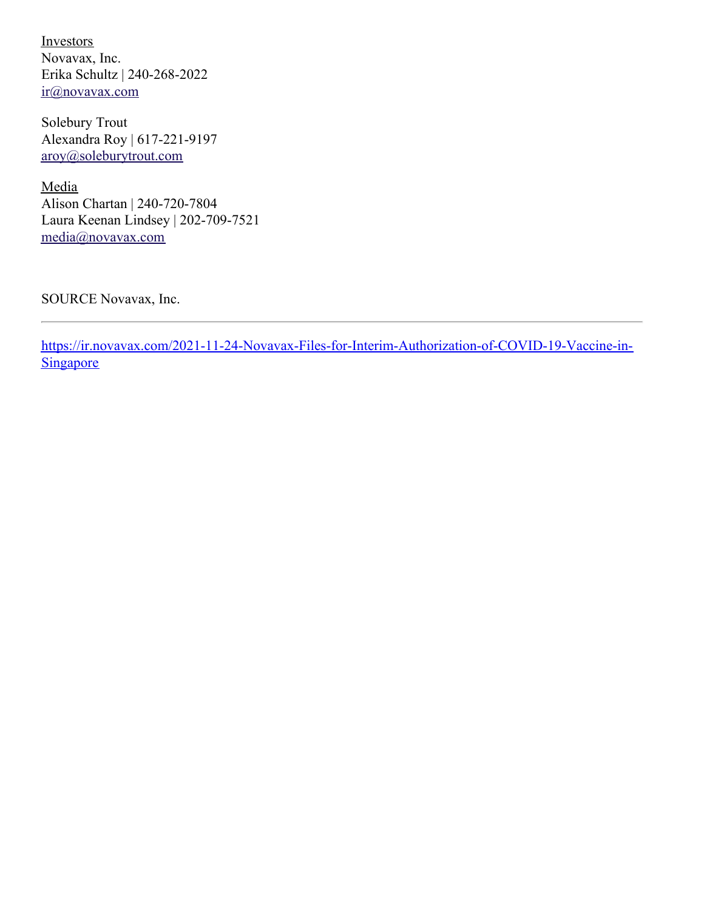Investors
Novavax, Inc.
Erika Schultz | 240-268-2022
ir@novavax.com

Solebury Trout
Alexandra Roy | 617-221-9197
aroy@soleburytrout.com

Media
Alison Chartan | 240-720-7804
Laura Keenan Lindsey | 202-709-7521
media@novavax.com

SOURCE Novavax, Inc.

---

https://ir.novavax.com/2021-11-24-Novavax-Files-for-Interim-Authorization-of-COVID-19-Vaccine-in-Singapore